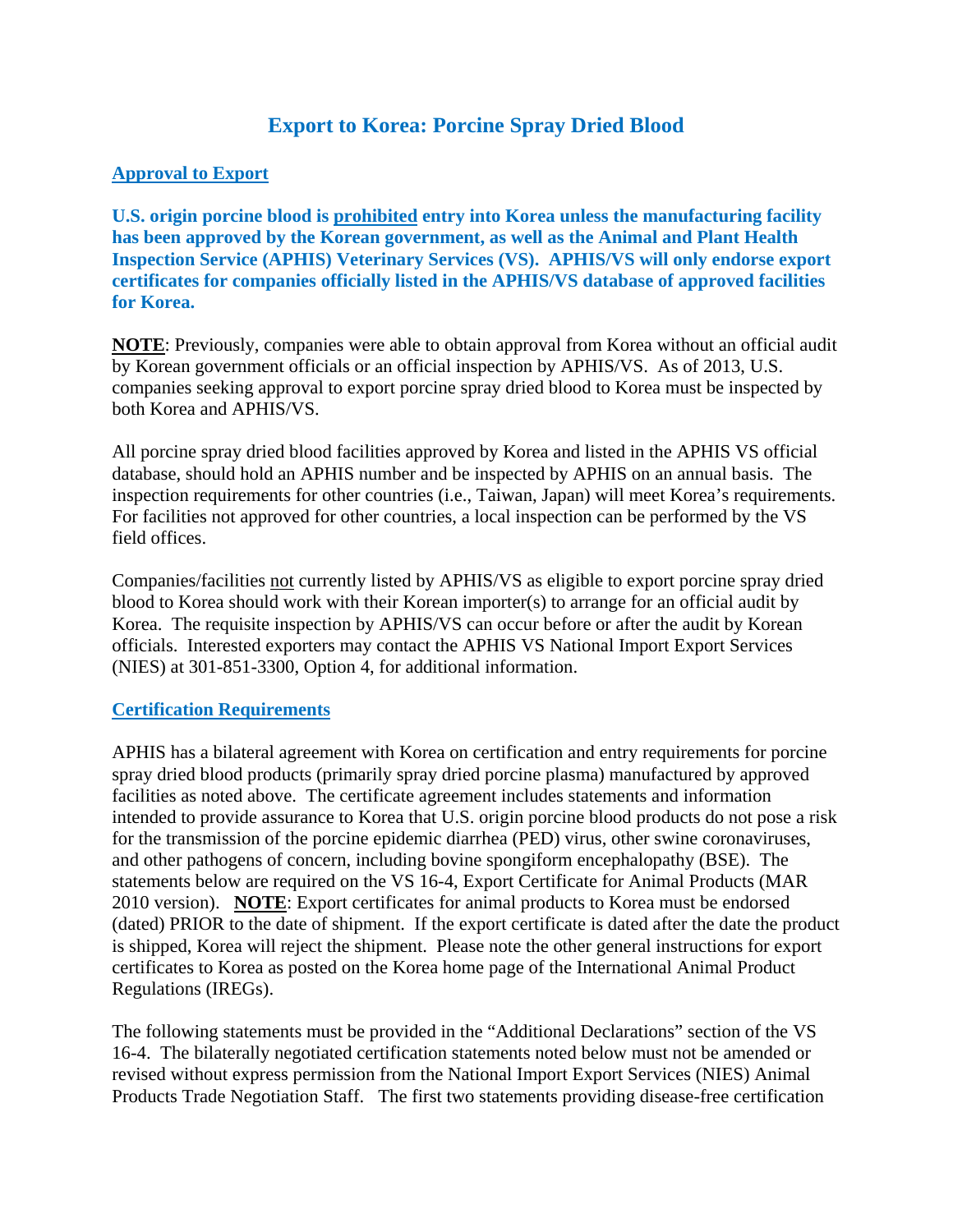# Export to Korea: Porcine Spray Dried Blood

## Approval to Export

**U.S. origin porcine blood is prohibited entry into Korea unless the manufacturing facility has been approved by the Korean government, as well as the Animal and Plant Health Inspection Service (APHIS) Veterinary Services (VS). APHIS/VS will only endorse export certificates for companies officially listed in the APHIS/VS database of approved facilities for Korea.**

**NOTE**: Previously, companies were able to obtain approval from Korea without an official audit by Korean government officials or an official inspection by APHIS/VS. As of 2013, U.S. companies seeking approval to export porcine spray dried blood to Korea must be inspected by both Korea and APHIS/VS.

All porcine spray dried blood facilities approved by Korea and listed in the APHIS VS official database, should hold an APHIS number and be inspected by APHIS on an annual basis. The inspection requirements for other countries (i.e., Taiwan, Japan) will meet Korea's requirements. For facilities not approved for other countries, a local inspection can be performed by the VS field offices.

Companies/facilities not currently listed by APHIS/VS as eligible to export porcine spray dried blood to Korea should work with their Korean importer(s) to arrange for an official audit by Korea. The requisite inspection by APHIS/VS can occur before or after the audit by Korean officials. Interested exporters may contact the APHIS VS National Import Export Services (NIES) at 301-851-3300, Option 4, for additional information.

## Certification Requirements

APHIS has a bilateral agreement with Korea on certification and entry requirements for porcine spray dried blood products (primarily spray dried porcine plasma) manufactured by approved facilities as noted above. The certificate agreement includes statements and information intended to provide assurance to Korea that U.S. origin porcine blood products do not pose a risk for the transmission of the porcine epidemic diarrhea (PED) virus, other swine coronaviruses, and other pathogens of concern, including bovine spongiform encephalopathy (BSE). The statements below are required on the VS 16-4, Export Certificate for Animal Products (MAR 2010 version). **NOTE**: Export certificates for animal products to Korea must be endorsed (dated) PRIOR to the date of shipment. If the export certificate is dated after the date the product is shipped, Korea will reject the shipment. Please note the other general instructions for export certificates to Korea as posted on the Korea home page of the International Animal Product Regulations (IREGs).

The following statements must be provided in the "Additional Declarations" section of the VS 16-4. The bilaterally negotiated certification statements noted below must not be amended or revised without express permission from the National Import Export Services (NIES) Animal Products Trade Negotiation Staff. The first two statements providing disease-free certification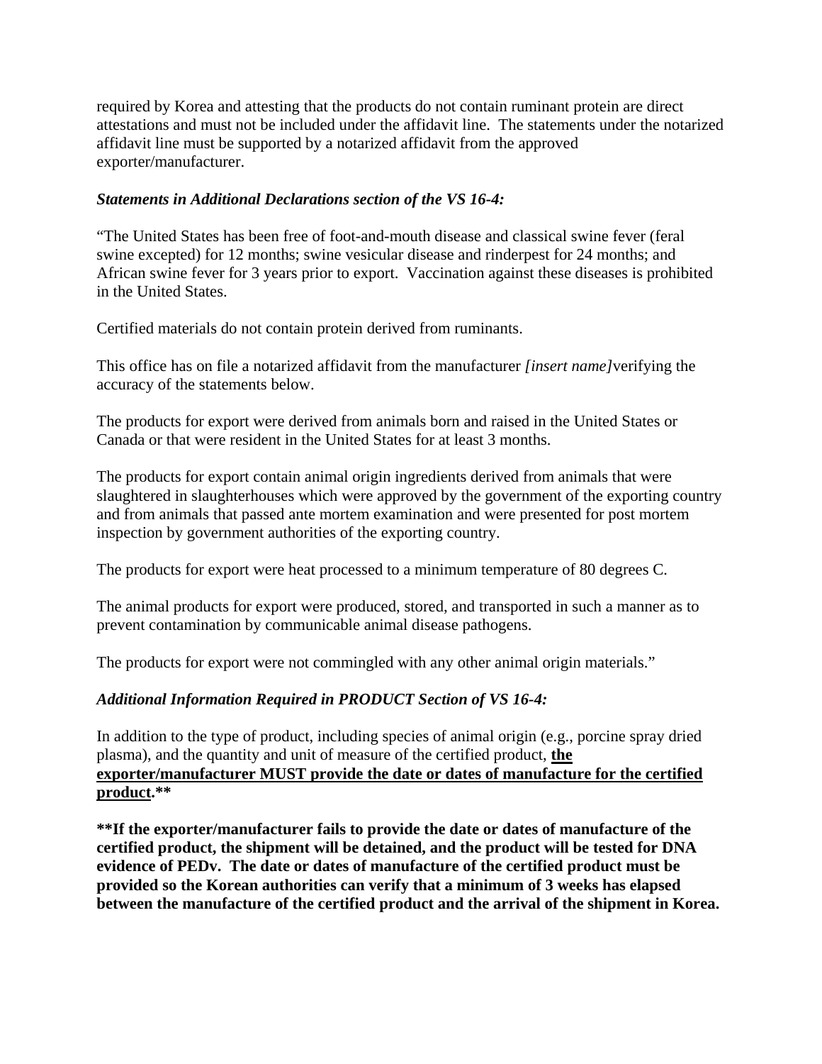required by Korea and attesting that the products do not contain ruminant protein are direct attestations and must not be included under the affidavit line. The statements under the notarized affidavit line must be supported by a notarized affidavit from the approved exporter/manufacturer.

***Statements in Additional Declarations section of the VS 16-4:***

"The United States has been free of foot-and-mouth disease and classical swine fever (feral swine excepted) for 12 months; swine vesicular disease and rinderpest for 24 months; and African swine fever for 3 years prior to export. Vaccination against these diseases is prohibited in the United States.

Certified materials do not contain protein derived from ruminants.

This office has on file a notarized affidavit from the manufacturer *[insert name]*verifying the accuracy of the statements below.

The products for export were derived from animals born and raised in the United States or Canada or that were resident in the United States for at least 3 months.

The products for export contain animal origin ingredients derived from animals that were slaughtered in slaughterhouses which were approved by the government of the exporting country and from animals that passed ante mortem examination and were presented for post mortem inspection by government authorities of the exporting country.

The products for export were heat processed to a minimum temperature of 80 degrees C.

The animal products for export were produced, stored, and transported in such a manner as to prevent contamination by communicable animal disease pathogens.

The products for export were not commingled with any other animal origin materials."

***Additional Information Required in PRODUCT Section of VS 16-4:***

In addition to the type of product, including species of animal origin (e.g., porcine spray dried plasma), and the quantity and unit of measure of the certified product, **<u>the exporter/manufacturer MUST provide the date or dates of manufacture for the certified product</u>.****

****If the exporter/manufacturer fails to provide the date or dates of manufacture of the certified product, the shipment will be detained, and the product will be tested for DNA evidence of PEDv. The date or dates of manufacture of the certified product must be provided so the Korean authorities can verify that a minimum of 3 weeks has elapsed between the manufacture of the certified product and the arrival of the shipment in Korea.**